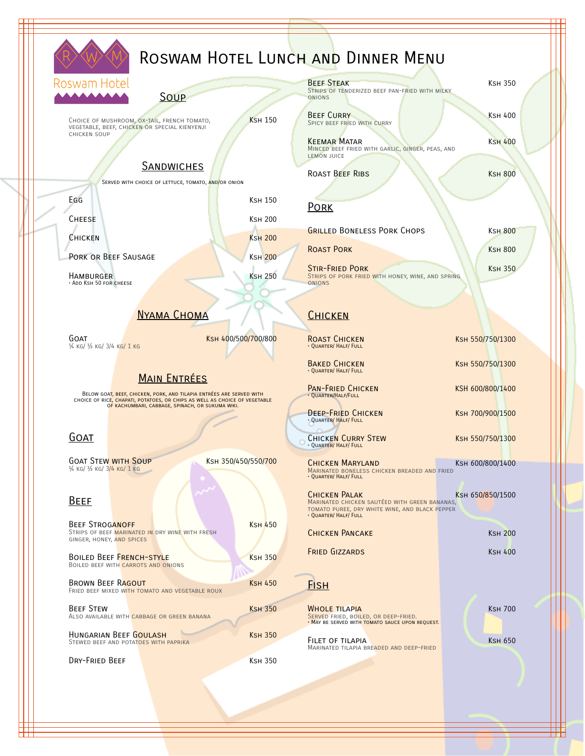# Roswam Hotel Lunch and Dinner Menu

Roswam Hotel

## Soup

Choice of mushroom, ox-tail, French tomato, vegetable, beef, chicken or special kienyenji chicken soup — Ksh 150

## Sandwiches

Served with choice of lettuce, tomato, and/or onion

| Item | Price |
| --- | --- |
| Egg | Ksh 150 |
| Cheese | Ksh 200 |
| Chicken | Ksh 200 |
| Pork or Beef Sausage | Ksh 200 |
| Hamburger<br>• Add Ksh 50 for cheese | Ksh 250 |

## Nyama Choma

| Item | Price |
| --- | --- |
| Goat<br>¼ kg/ ½ kg/ 3/4 kg/ 1 kg | Ksh 400/500/700/800 |

## Main Entrées

Below goat, beef, chicken, pork, and tilapia entrées are served with choice of rice, chapati, potatoes, or chips as well as choice of vegetable of kachumbari, cabbage, spinach, or sukuma wiki.

### Goat

| Item | Price |
| --- | --- |
| Goat Stew with Soup<br>¼ kg/ ½ kg/ 3/4 kg/ 1 kg | Ksh 350/450/550/700 |

### Beef

| Item | Price |
| --- | --- |
| Beef Stroganoff<br>Strips of beef marinated in dry wine with fresh ginger, honey, and spices | Ksh 450 |
| Boiled Beef French-Style<br>Boiled beef with carrots and onions | Ksh 350 |
| Brown Beef Ragout<br>Fried beef mixed with tomato and vegetable roux | Ksh 450 |
| Beef Stew<br>Also available with cabbage or green banana | Ksh 350 |
| Hungarian Beef Goulash<br>Stewed beef and potatoes with paprika | Ksh 350 |
| Dry-Fried Beef | Ksh 350 |
| Beef Steak<br>Strips of tenderized beef pan-fried with milky onions | Ksh 350 |
| Beef Curry<br>Spicy beef fried with curry | Ksh 400 |
| Keemar Matar<br>Minced beef fried with garlic, ginger, peas, and lemon juice | Ksh 400 |
| Roast Beef Ribs | Ksh 800 |

### Pork

| Item | Price |
| --- | --- |
| Grilled Boneless Pork Chops | Ksh 800 |
| Roast Pork | Ksh 800 |
| Stir-Fried Pork<br>Strips of pork fried with honey, wine, and spring onions | Ksh 350 |

### Chicken

| Item | Price |
| --- | --- |
| Roast Chicken<br>• Quarter/ Half/ Full | Ksh 550/750/1300 |
| Baked Chicken<br>• Quarter/ Half/ Full | Ksh 550/750/1300 |
| Pan-Fried Chicken<br>• Quarter/Half/Full | KSH 600/800/1400 |
| Deep-Fried Chicken<br>• Quarter/ Half/ Full | Ksh 700/900/1500 |
| Chicken Curry Stew<br>• Quarter/ Half/ Full | Ksh 550/750/1300 |
| Chicken Maryland<br>Marinated boneless chicken breaded and fried<br>• Quarter/ Half/ Full | Ksh 600/800/1400 |
| Chicken Palak<br>Marinated chicken sautéed with green bananas, tomato puree, dry white wine, and black pepper<br>• Quarter/ Half/ Full | Ksh 650/850/1500 |
| Chicken Pancake | Ksh 200 |
| Fried Gizzards | Ksh 400 |

### Fish

| Item | Price |
| --- | --- |
| Whole Tilapia<br>Served fried, boiled, or deep-fried.<br>• May be served with tomato sauce upon request. | Ksh 700 |
| Filet of Tilapia<br>Marinated tilapia breaded and deep-fried | Ksh 650 |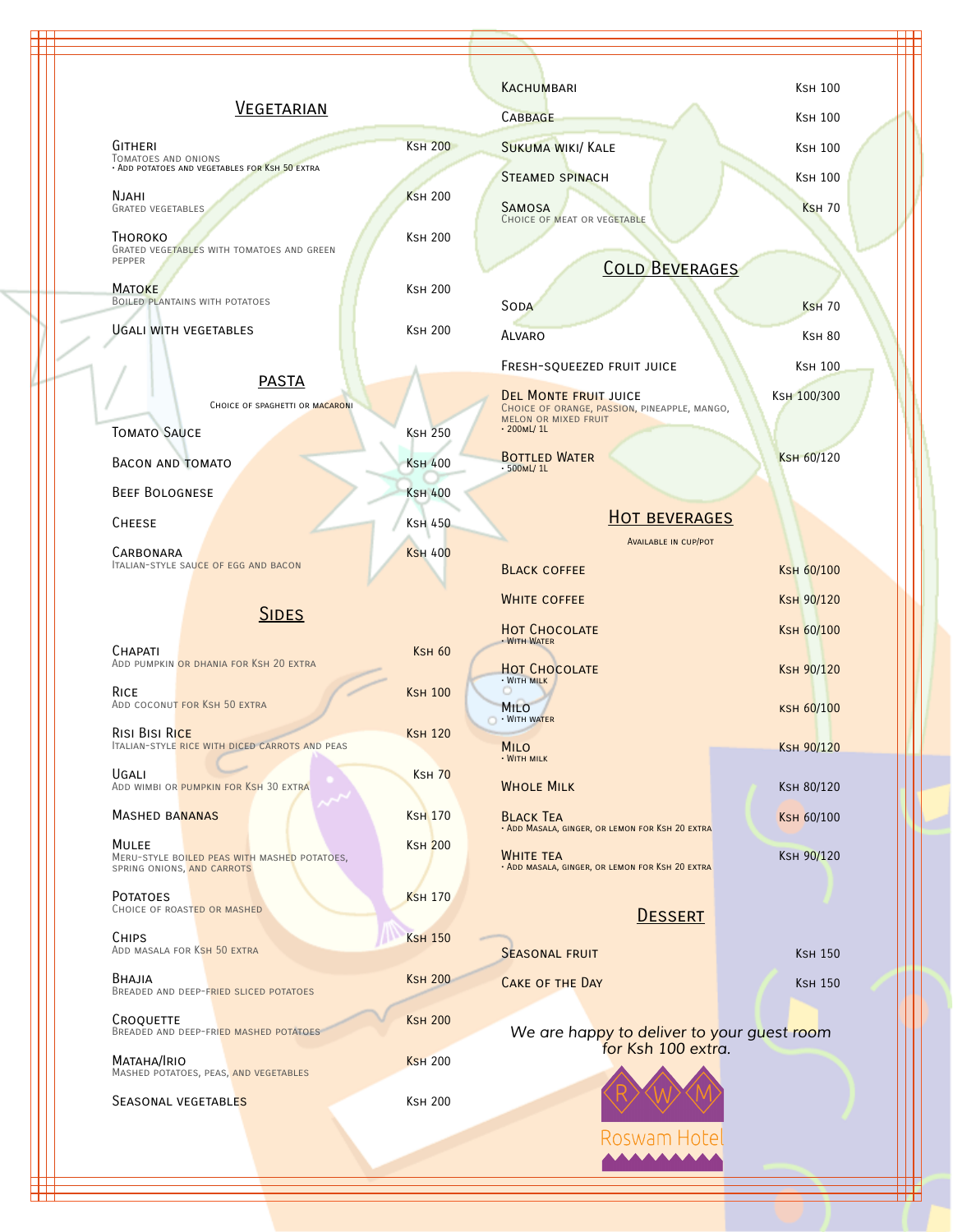## Vegetarian

| | |
|---|---|
| **Githeri**<br>Tomatoes and onions<br>• Add potatoes and vegetables for Ksh 50 extra | Ksh 200 |
| **Njahi**<br>Grated vegetables | Ksh 200 |
| **Thoroko**<br>Grated vegetables with tomatoes and green pepper | Ksh 200 |
| **Matoke**<br>Boiled plantains with potatoes | Ksh 200 |
| **Ugali with Vegetables** | Ksh 200 |

## Pasta

Choice of spaghetti or macaroni

| | |
|---|---|
| **Tomato Sauce** | Ksh 250 |
| **Bacon and Tomato** | Ksh 400 |
| **Beef Bolognese** | Ksh 400 |
| **Cheese** | Ksh 450 |
| **Carbonara**<br>Italian-style sauce of egg and bacon | Ksh 400 |

## Sides

| | |
|---|---|
| **Chapati**<br>Add pumpkin or dhania for Ksh 20 extra | Ksh 60 |
| **Rice**<br>Add coconut for Ksh 50 extra | Ksh 100 |
| **Risi Bisi Rice**<br>Italian-style rice with diced carrots and peas | Ksh 120 |
| **Ugali**<br>Add wimbi or pumpkin for Ksh 30 extra | Ksh 70 |
| **Mashed Bananas** | Ksh 170 |
| **Mulee**<br>Meru-style boiled peas with mashed potatoes, spring onions, and carrots | Ksh 200 |
| **Potatoes**<br>Choice of roasted or mashed | Ksh 170 |
| **Chips**<br>Add masala for Ksh 50 extra | Ksh 150 |
| **Bhajia**<br>Breaded and deep-fried sliced potatoes | Ksh 200 |
| **Croquette**<br>Breaded and deep-fried mashed potatoes | Ksh 200 |
| **Mataha/Irio**<br>Mashed potatoes, peas, and vegetables | Ksh 200 |
| **Seasonal Vegetables** | Ksh 200 |
| **Kachumbari** | Ksh 100 |
| **Cabbage** | Ksh 100 |
| **Sukuma Wiki/ Kale** | Ksh 100 |
| **Steamed Spinach** | Ksh 100 |
| **Samosa**<br>Choice of meat or vegetable | Ksh 70 |

## Cold Beverages

| | |
|---|---|
| **Soda** | Ksh 70 |
| **Alvaro** | Ksh 80 |
| **Fresh-squeezed Fruit Juice** | Ksh 100 |
| **Del Monte Fruit Juice**<br>Choice of orange, passion, pineapple, mango, melon or mixed fruit<br>• 200ml/ 1L | Ksh 100/300 |
| **Bottled Water**<br>• 500ml/ 1L | Ksh 60/120 |

## Hot Beverages

Available in cup/pot

| | |
|---|---|
| **Black Coffee** | Ksh 60/100 |
| **White Coffee** | Ksh 90/120 |
| **Hot Chocolate**<br>• With water | Ksh 60/100 |
| **Hot Chocolate**<br>• With milk | Ksh 90/120 |
| **Milo**<br>• With water | Ksh 60/100 |
| **Milo**<br>• With milk | Ksh 90/120 |
| **Whole Milk** | Ksh 80/120 |
| **Black Tea**<br>• Add Masala, ginger, or lemon for Ksh 20 extra | Ksh 60/100 |
| **White Tea**<br>• Add masala, ginger, or lemon for Ksh 20 extra | Ksh 90/120 |

## Dessert

| | |
|---|---|
| **Seasonal Fruit** | Ksh 150 |
| **Cake of the Day** | Ksh 150 |

*We are happy to deliver to your guest room for Ksh 100 extra.*

R W M

Roswam Hotel